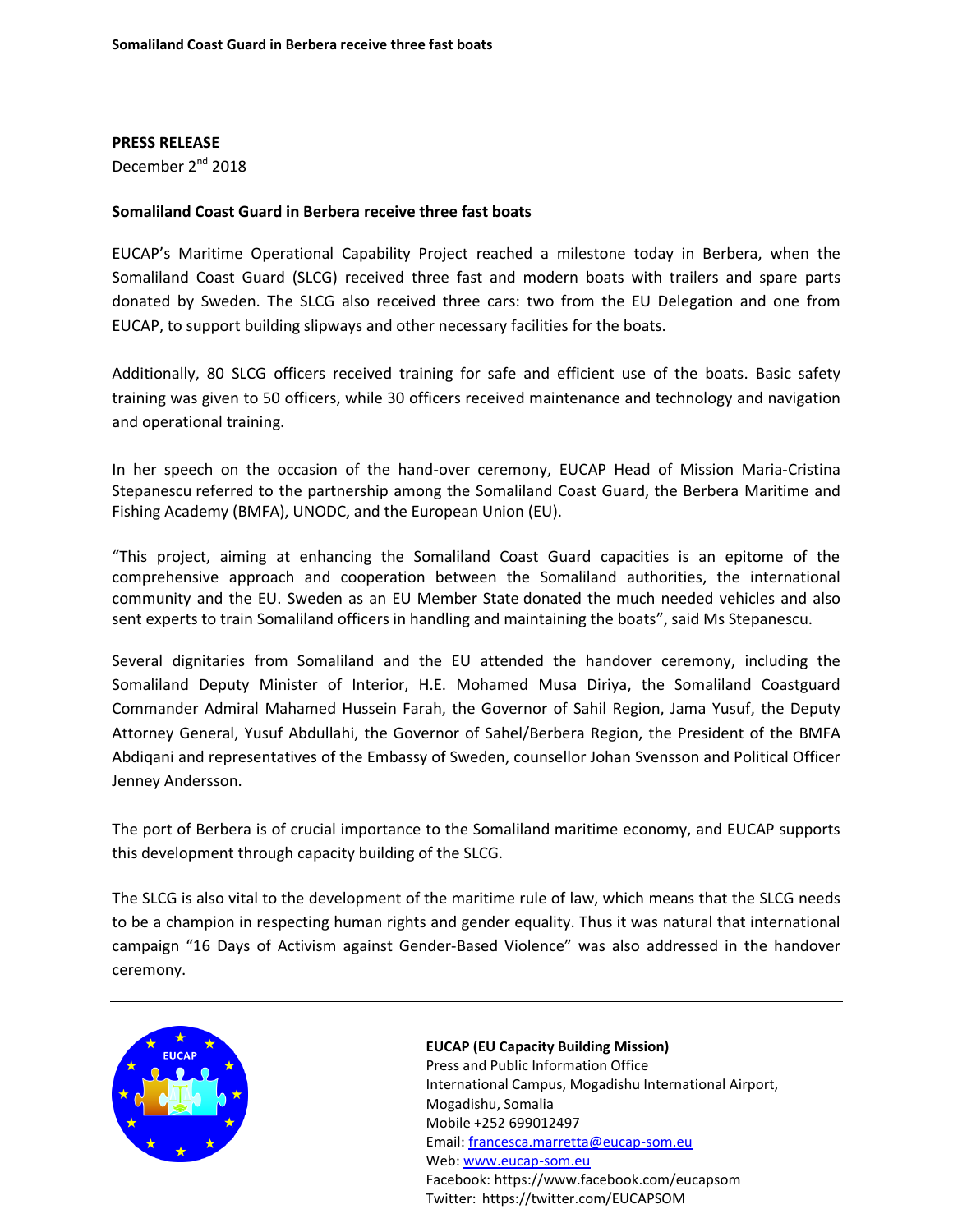**PRESS RELEASE**
December 2nd 2018

## Somaliland Coast Guard in Berbera receive three fast boats

EUCAP's Maritime Operational Capability Project reached a milestone today in Berbera, when the Somaliland Coast Guard (SLCG) received three fast and modern boats with trailers and spare parts donated by Sweden. The SLCG also received three cars: two from the EU Delegation and one from EUCAP, to support building slipways and other necessary facilities for the boats.

Additionally, 80 SLCG officers received training for safe and efficient use of the boats. Basic safety training was given to 50 officers, while 30 officers received maintenance and technology and navigation and operational training.

In her speech on the occasion of the hand-over ceremony, EUCAP Head of Mission Maria-Cristina Stepanescu referred to the partnership among the Somaliland Coast Guard, the Berbera Maritime and Fishing Academy (BMFA), UNODC, and the European Union (EU).

"This project, aiming at enhancing the Somaliland Coast Guard capacities is an epitome of the comprehensive approach and cooperation between the Somaliland authorities, the international community and the EU. Sweden as an EU Member State donated the much needed vehicles and also sent experts to train Somaliland officers in handling and maintaining the boats", said Ms Stepanescu.

Several dignitaries from Somaliland and the EU attended the handover ceremony, including the Somaliland Deputy Minister of Interior, H.E. Mohamed Musa Diriya, the Somaliland Coastguard Commander Admiral Mahamed Hussein Farah, the Governor of Sahil Region, Jama Yusuf, the Deputy Attorney General, Yusuf Abdullahi, the Governor of Sahel/Berbera Region, the President of the BMFA Abdiqani and representatives of the Embassy of Sweden, counsellor Johan Svensson and Political Officer Jenney Andersson.

The port of Berbera is of crucial importance to the Somaliland maritime economy, and EUCAP supports this development through capacity building of the SLCG.

The SLCG is also vital to the development of the maritime rule of law, which means that the SLCG needs to be a champion in respecting human rights and gender equality. Thus it was natural that international campaign "16 Days of Activism against Gender-Based Violence" was also addressed in the handover ceremony.

---

**EUCAP (EU Capacity Building Mission)**
Press and Public Information Office
International Campus, Mogadishu International Airport,
Mogadishu, Somalia
Mobile +252 699012497
Email: francesca.marretta@eucap-som.eu
Web: www.eucap-som.eu
Facebook: https://www.facebook.com/eucapsom
Twitter: https://twitter.com/EUCAPSOM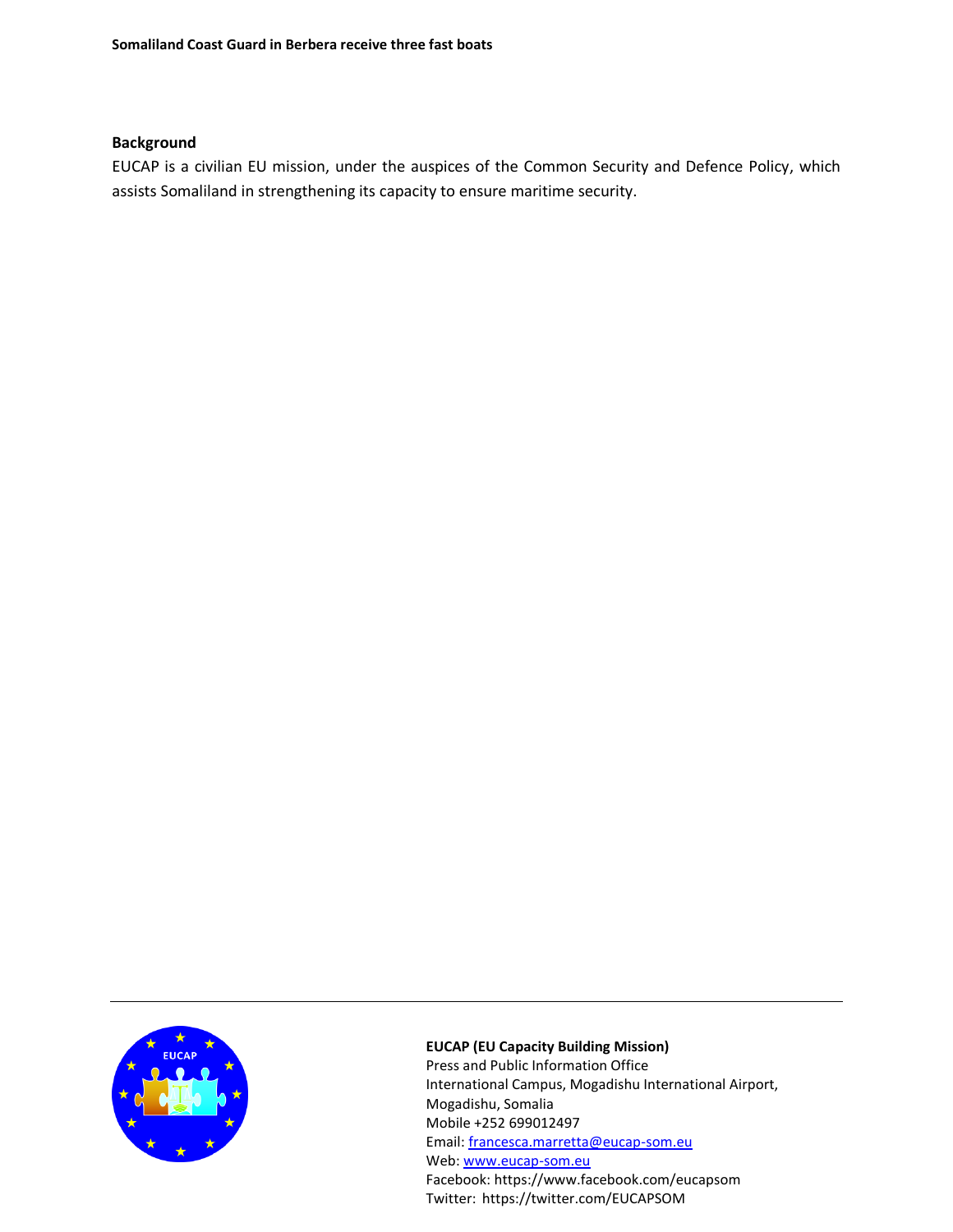## Background

EUCAP is a civilian EU mission, under the auspices of the Common Security and Defence Policy, which assists Somaliland in strengthening its capacity to ensure maritime security.

---

**EUCAP (EU Capacity Building Mission)**
Press and Public Information Office
International Campus, Mogadishu International Airport,
Mogadishu, Somalia
Mobile +252 699012497
Email: francesca.marretta@eucap-som.eu
Web: www.eucap-som.eu
Facebook: https://www.facebook.com/eucapsom
Twitter: https://twitter.com/EUCAPSOM